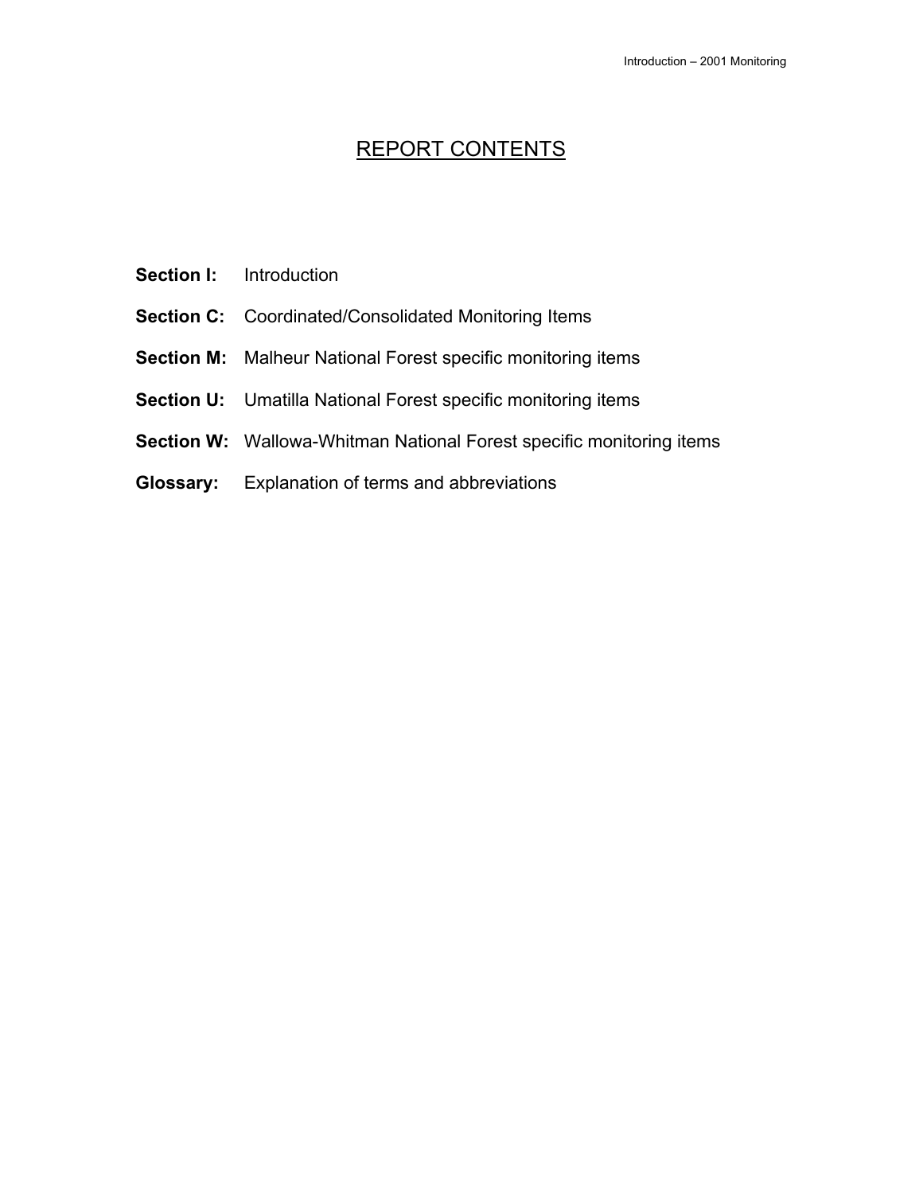# REPORT CONTENTS

**Section I:** Introduction

**Section C:** Coordinated/Consolidated Monitoring Items

**Section M:** Malheur National Forest specific monitoring items

**Section U:** Umatilla National Forest specific monitoring items

**Section W:** Wallowa-Whitman National Forest specific monitoring items

**Glossary:** Explanation of terms and abbreviations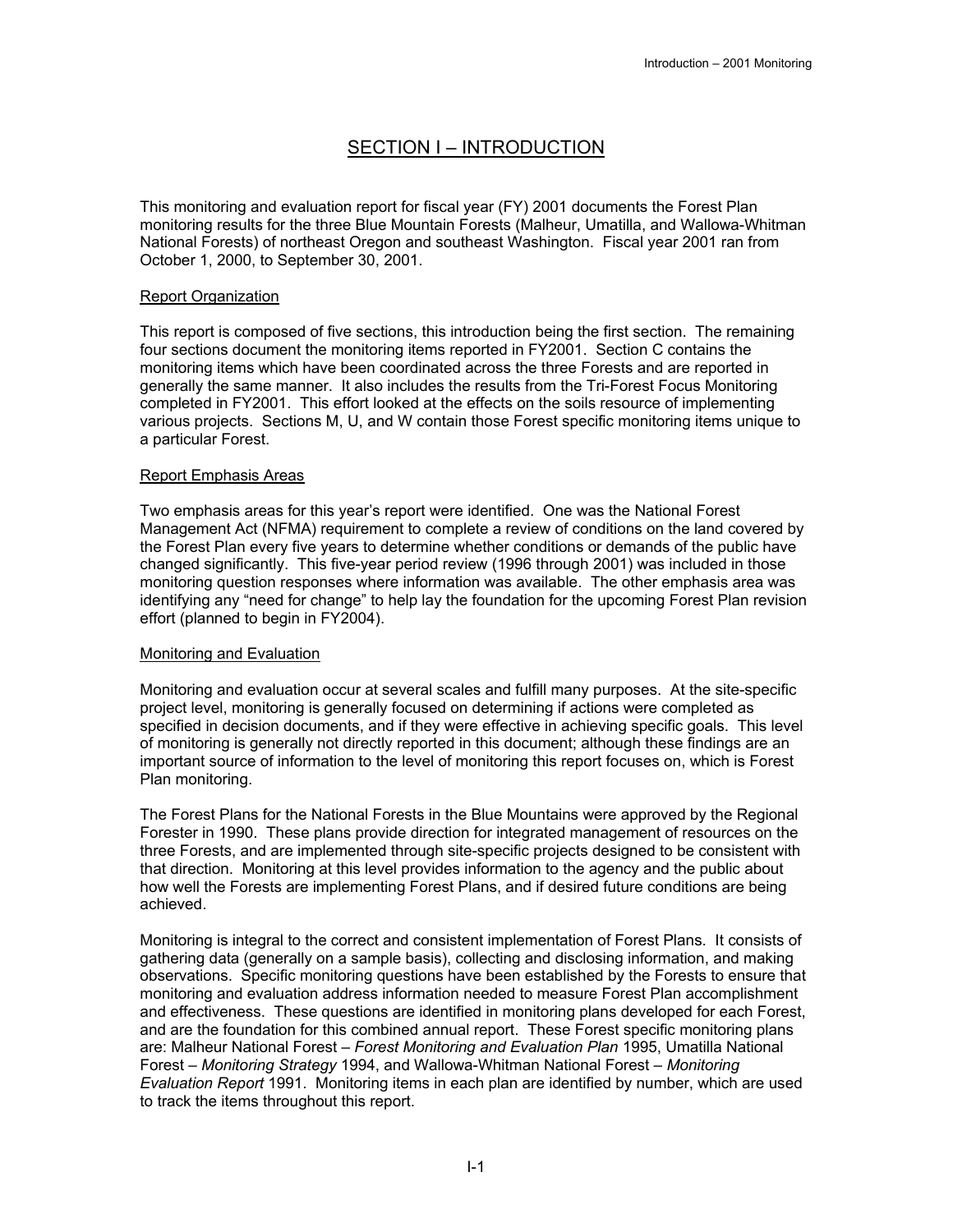# SECTION I – INTRODUCTION

This monitoring and evaluation report for fiscal year (FY) 2001 documents the Forest Plan monitoring results for the three Blue Mountain Forests (Malheur, Umatilla, and Wallowa-Whitman National Forests) of northeast Oregon and southeast Washington. Fiscal year 2001 ran from October 1, 2000, to September 30, 2001.

## Report Organization

This report is composed of five sections, this introduction being the first section. The remaining four sections document the monitoring items reported in FY2001. Section C contains the monitoring items which have been coordinated across the three Forests and are reported in generally the same manner. It also includes the results from the Tri-Forest Focus Monitoring completed in FY2001. This effort looked at the effects on the soils resource of implementing various projects. Sections M, U, and W contain those Forest specific monitoring items unique to a particular Forest.

## Report Emphasis Areas

Two emphasis areas for this year's report were identified. One was the National Forest Management Act (NFMA) requirement to complete a review of conditions on the land covered by the Forest Plan every five years to determine whether conditions or demands of the public have changed significantly. This five-year period review (1996 through 2001) was included in those monitoring question responses where information was available. The other emphasis area was identifying any "need for change" to help lay the foundation for the upcoming Forest Plan revision effort (planned to begin in FY2004).

## Monitoring and Evaluation

Monitoring and evaluation occur at several scales and fulfill many purposes. At the site-specific project level, monitoring is generally focused on determining if actions were completed as specified in decision documents, and if they were effective in achieving specific goals. This level of monitoring is generally not directly reported in this document; although these findings are an important source of information to the level of monitoring this report focuses on, which is Forest Plan monitoring.

The Forest Plans for the National Forests in the Blue Mountains were approved by the Regional Forester in 1990. These plans provide direction for integrated management of resources on the three Forests, and are implemented through site-specific projects designed to be consistent with that direction. Monitoring at this level provides information to the agency and the public about how well the Forests are implementing Forest Plans, and if desired future conditions are being achieved.

Monitoring is integral to the correct and consistent implementation of Forest Plans. It consists of gathering data (generally on a sample basis), collecting and disclosing information, and making observations. Specific monitoring questions have been established by the Forests to ensure that monitoring and evaluation address information needed to measure Forest Plan accomplishment and effectiveness. These questions are identified in monitoring plans developed for each Forest, and are the foundation for this combined annual report. These Forest specific monitoring plans are: Malheur National Forest – *Forest Monitoring and Evaluation Plan* 1995, Umatilla National Forest – *Monitoring Strategy* 1994, and Wallowa-Whitman National Forest – *Monitoring Evaluation Report* 1991. Monitoring items in each plan are identified by number, which are used to track the items throughout this report.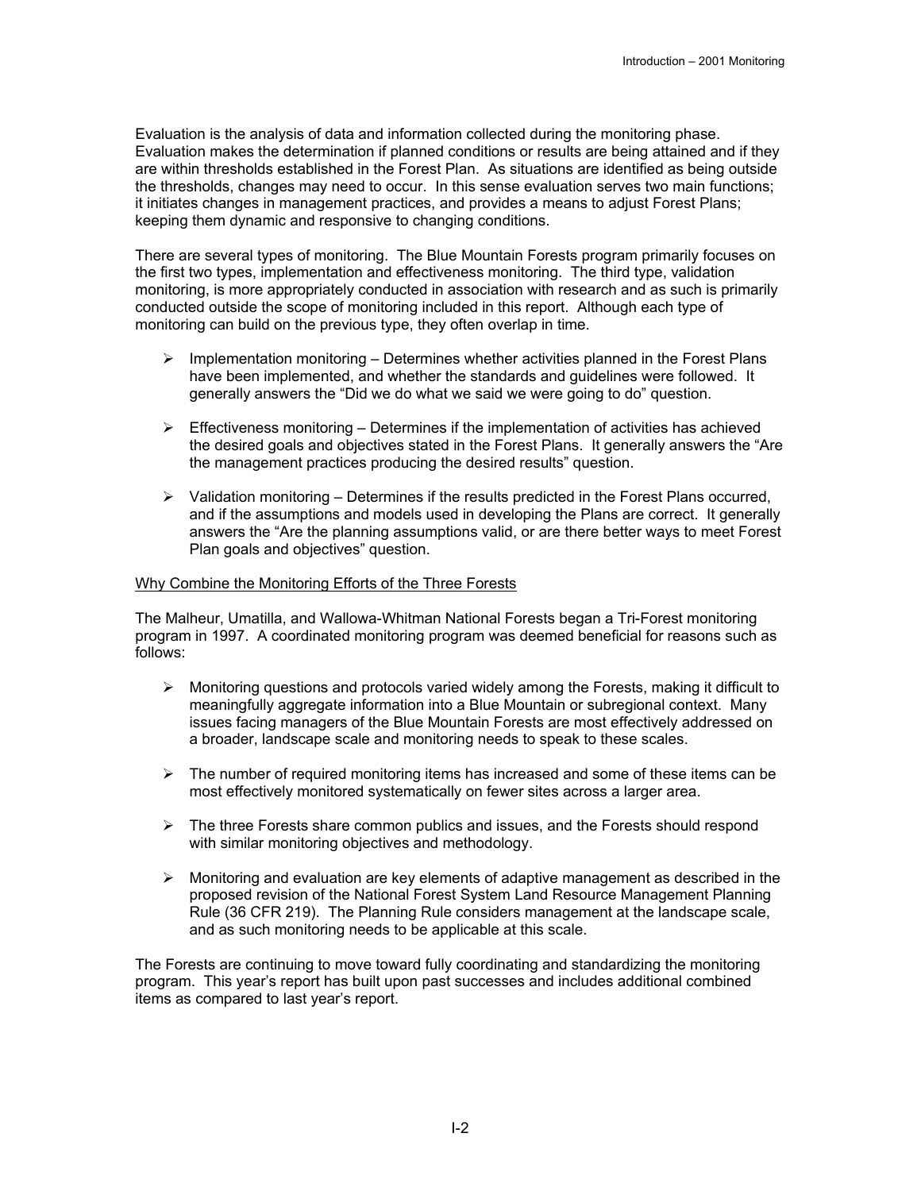Evaluation is the analysis of data and information collected during the monitoring phase. Evaluation makes the determination if planned conditions or results are being attained and if they are within thresholds established in the Forest Plan. As situations are identified as being outside the thresholds, changes may need to occur. In this sense evaluation serves two main functions; it initiates changes in management practices, and provides a means to adjust Forest Plans; keeping them dynamic and responsive to changing conditions.

There are several types of monitoring. The Blue Mountain Forests program primarily focuses on the first two types, implementation and effectiveness monitoring. The third type, validation monitoring, is more appropriately conducted in association with research and as such is primarily conducted outside the scope of monitoring included in this report. Although each type of monitoring can build on the previous type, they often overlap in time.

- Implementation monitoring – Determines whether activities planned in the Forest Plans have been implemented, and whether the standards and guidelines were followed. It generally answers the "Did we do what we said we were going to do" question.

- Effectiveness monitoring – Determines if the implementation of activities has achieved the desired goals and objectives stated in the Forest Plans. It generally answers the "Are the management practices producing the desired results" question.

- Validation monitoring – Determines if the results predicted in the Forest Plans occurred, and if the assumptions and models used in developing the Plans are correct. It generally answers the "Are the planning assumptions valid, or are there better ways to meet Forest Plan goals and objectives" question.

<u>Why Combine the Monitoring Efforts of the Three Forests</u>

The Malheur, Umatilla, and Wallowa-Whitman National Forests began a Tri-Forest monitoring program in 1997. A coordinated monitoring program was deemed beneficial for reasons such as follows:

- Monitoring questions and protocols varied widely among the Forests, making it difficult to meaningfully aggregate information into a Blue Mountain or subregional context. Many issues facing managers of the Blue Mountain Forests are most effectively addressed on a broader, landscape scale and monitoring needs to speak to these scales.

- The number of required monitoring items has increased and some of these items can be most effectively monitored systematically on fewer sites across a larger area.

- The three Forests share common publics and issues, and the Forests should respond with similar monitoring objectives and methodology.

- Monitoring and evaluation are key elements of adaptive management as described in the proposed revision of the National Forest System Land Resource Management Planning Rule (36 CFR 219). The Planning Rule considers management at the landscape scale, and as such monitoring needs to be applicable at this scale.

The Forests are continuing to move toward fully coordinating and standardizing the monitoring program. This year's report has built upon past successes and includes additional combined items as compared to last year's report.